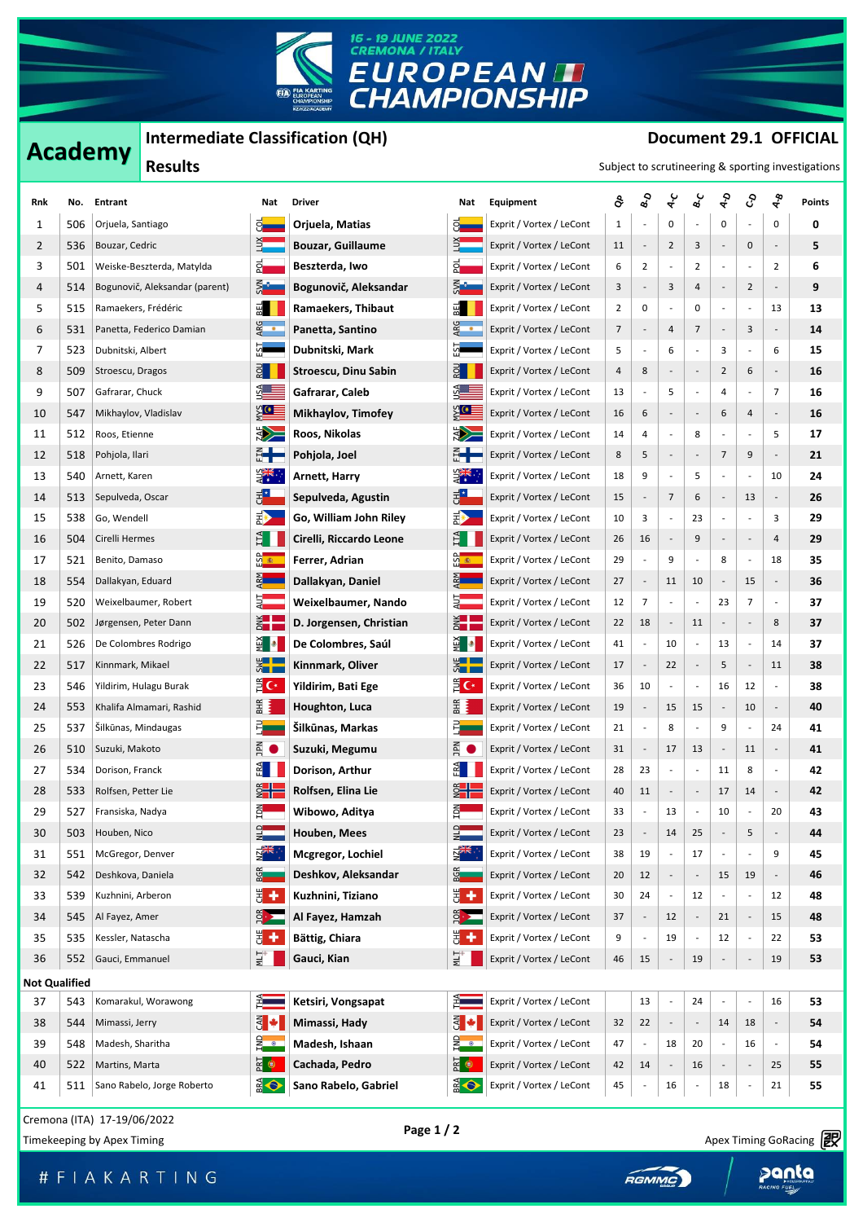16 - 19 JUNE 2022
CREMONA / ITALY

# EUROPEAN CHAMPIONSHIP

## Academy

### Intermediate Classification (QH)

### Results

**Document 29.1 OFFICIAL**

Subject to scrutineering & sporting investigations

| Rnk | No. | Entrant | Nat | Driver | Nat | Equipment | QP | B-D | A-C | B-C | A-D | C-D | A-B | Points |
|---|---|---|---|---|---|---|---|---|---|---|---|---|---|---|
| 1 | 506 | Orjuela, Santiago | COL | **Orjuela, Matias** | COL | Exprit / Vortex / LeCont | 1 | - | 0 | - | 0 | - | 0 | **0** |
| 2 | 536 | Bouzar, Cedric | LUX | **Bouzar, Guillaume** | LUX | Exprit / Vortex / LeCont | 11 | - | 2 | 3 | - | 0 | - | **5** |
| 3 | 501 | Weiske-Beszterda, Matylda | POL | **Beszterda, Iwo** | POL | Exprit / Vortex / LeCont | 6 | 2 | - | 2 | - | - | 2 | **6** |
| 4 | 514 | Bogunovič, Aleksandar (parent) | SVN | **Bogunovič, Aleksandar** | SVN | Exprit / Vortex / LeCont | 3 | - | 3 | 4 | - | 2 | - | **9** |
| 5 | 515 | Ramaekers, Frédéric | BEL | **Ramaekers, Thibaut** | BEL | Exprit / Vortex / LeCont | 2 | 0 | - | 0 | - | - | 13 | **13** |
| 6 | 531 | Panetta, Federico Damian | ARG | **Panetta, Santino** | ARG | Exprit / Vortex / LeCont | 7 | - | 4 | 7 | - | 3 | - | **14** |
| 7 | 523 | Dubnitski, Albert | EST | **Dubnitski, Mark** | EST | Exprit / Vortex / LeCont | 5 | - | 6 | - | 3 | - | 6 | **15** |
| 8 | 509 | Stroescu, Dragos | ROU | **Stroescu, Dinu Sabin** | ROU | Exprit / Vortex / LeCont | 4 | 8 | - | - | 2 | 6 | - | **16** |
| 9 | 507 | Gafrarar, Chuck | USA | **Gafrarar, Caleb** | USA | Exprit / Vortex / LeCont | 13 | - | 5 | - | 4 | - | 7 | **16** |
| 10 | 547 | Mikhaylov, Vladislav | MYS | **Mikhaylov, Timofey** | MYS | Exprit / Vortex / LeCont | 16 | 6 | - | - | 6 | 4 | - | **16** |
| 11 | 512 | Roos, Etienne | ZAF | **Roos, Nikolas** | ZAF | Exprit / Vortex / LeCont | 14 | 4 | - | 8 | - | - | 5 | **17** |
| 12 | 518 | Pohjola, Ilari | FIN | **Pohjola, Joel** | FIN | Exprit / Vortex / LeCont | 8 | 5 | - | - | 7 | 9 | - | **21** |
| 13 | 540 | Arnett, Karen | AUS | **Arnett, Harry** | AUS | Exprit / Vortex / LeCont | 18 | 9 | - | 5 | - | - | 10 | **24** |
| 14 | 513 | Sepulveda, Oscar | CHL | **Sepulveda, Agustin** | CHL | Exprit / Vortex / LeCont | 15 | - | 7 | 6 | - | 13 | - | **26** |
| 15 | 538 | Go, Wendell | PHL | **Go, William John Riley** | PHL | Exprit / Vortex / LeCont | 10 | 3 | - | 23 | - | - | 3 | **29** |
| 16 | 504 | Cirelli Hermes | ITA | **Cirelli, Riccardo Leone** | ITA | Exprit / Vortex / LeCont | 26 | 16 | - | 9 | - | - | 4 | **29** |
| 17 | 521 | Benito, Damaso | ESP | **Ferrer, Adrian** | ESP | Exprit / Vortex / LeCont | 29 | - | 9 | - | 8 | - | 18 | **35** |
| 18 | 554 | Dallakyan, Eduard | ARM | **Dallakyan, Daniel** | ARM | Exprit / Vortex / LeCont | 27 | - | 11 | 10 | - | 15 | - | **36** |
| 19 | 520 | Weixelbaumer, Robert | AUT | **Weixelbaumer, Nando** | AUT | Exprit / Vortex / LeCont | 12 | 7 | - | - | 23 | 7 | - | **37** |
| 20 | 502 | Jørgensen, Peter Dann | DNK | **D. Jorgensen, Christian** | DNK | Exprit / Vortex / LeCont | 22 | 18 | - | 11 | - | - | 8 | **37** |
| 21 | 526 | De Colombres Rodrigo | MEX | **De Colombres, Saúl** | MEX | Exprit / Vortex / LeCont | 41 | - | 10 | - | 13 | - | 14 | **37** |
| 22 | 517 | Kinnmark, Mikael | SWE | **Kinnmark, Oliver** | SWE | Exprit / Vortex / LeCont | 17 | - | 22 | - | 5 | - | 11 | **38** |
| 23 | 546 | Yildirim, Hulagu Burak | TUR | **Yildirim, Bati Ege** | TUR | Exprit / Vortex / LeCont | 36 | 10 | - | - | 16 | 12 | - | **38** |
| 24 | 553 | Khalifa Almamari, Rashid | BHR | **Houghton, Luca** | BHR | Exprit / Vortex / LeCont | 19 | - | 15 | 15 | - | 10 | - | **40** |
| 25 | 537 | Šilkūnas, Mindaugas | LTU | **Šilkūnas, Markas** | LTU | Exprit / Vortex / LeCont | 21 | - | 8 | - | 9 | - | 24 | **41** |
| 26 | 510 | Suzuki, Makoto | JPN | **Suzuki, Megumu** | JPN | Exprit / Vortex / LeCont | 31 | - | 17 | 13 | - | 11 | - | **41** |
| 27 | 534 | Dorison, Franck | FRA | **Dorison, Arthur** | FRA | Exprit / Vortex / LeCont | 28 | 23 | - | - | 11 | 8 | - | **42** |
| 28 | 533 | Rolfsen, Petter Lie | NOR | **Rolfsen, Elina Lie** | NOR | Exprit / Vortex / LeCont | 40 | 11 | - | - | 17 | 14 | - | **42** |
| 29 | 527 | Fransiska, Nadya | IDN | **Wibowo, Aditya** | IDN | Exprit / Vortex / LeCont | 33 | - | 13 | - | 10 | - | 20 | **43** |
| 30 | 503 | Houben, Nico | NLD | **Houben, Mees** | NLD | Exprit / Vortex / LeCont | 23 | - | 14 | 25 | - | 5 | - | **44** |
| 31 | 551 | McGregor, Denver | NZL | **Mcgregor, Lochiel** | NZL | Exprit / Vortex / LeCont | 38 | 19 | - | 17 | - | - | 9 | **45** |
| 32 | 542 | Deshkova, Daniela | BGR | **Deshkov, Aleksandar** | BGR | Exprit / Vortex / LeCont | 20 | 12 | - | - | 15 | 19 | - | **46** |
| 33 | 539 | Kuzhnini, Arberon | CHE | **Kuzhnini, Tiziano** | CHE | Exprit / Vortex / LeCont | 30 | 24 | - | 12 | - | - | 12 | **48** |
| 34 | 545 | Al Fayez, Amer | JOR | **Al Fayez, Hamzah** | JOR | Exprit / Vortex / LeCont | 37 | - | 12 | - | 21 | - | 15 | **48** |
| 35 | 535 | Kessler, Natascha | CHE | **Bättig, Chiara** | CHE | Exprit / Vortex / LeCont | 9 | - | 19 | - | 12 | - | 22 | **53** |
| 36 | 552 | Gauci, Emmanuel | MLT | **Gauci, Kian** | MLT | Exprit / Vortex / LeCont | 46 | 15 | - | 19 | - | - | 19 | **53** |
| **Not Qualified** | | | | | | | | | | | | | | |
| 37 | 543 | Komarakul, Worawong | THA | **Ketsiri, Vongsapat** | THA | Exprit / Vortex / LeCont | | 13 | - | 24 | - | - | 16 | **53** |
| 38 | 544 | Mimassi, Jerry | CAN | **Mimassi, Hady** | CAN | Exprit / Vortex / LeCont | 32 | 22 | - | - | 14 | 18 | - | **54** |
| 39 | 548 | Madesh, Sharitha | IND | **Madesh, Ishaan** | IND | Exprit / Vortex / LeCont | 47 | - | 18 | 20 | - | 16 | - | **54** |
| 40 | 522 | Martins, Marta | PRT | **Cachada, Pedro** | PRT | Exprit / Vortex / LeCont | 42 | 14 | - | 16 | - | - | 25 | **55** |
| 41 | 511 | Sano Rabelo, Jorge Roberto | BRA | **Sano Rabelo, Gabriel** | BRA | Exprit / Vortex / LeCont | 45 | - | 16 | - | 18 | - | 21 | **55** |

Cremona (ITA) 17-19/06/2022

Timekeeping by Apex Timing

Apex Timing GoRacing

# F I A K A R T I N G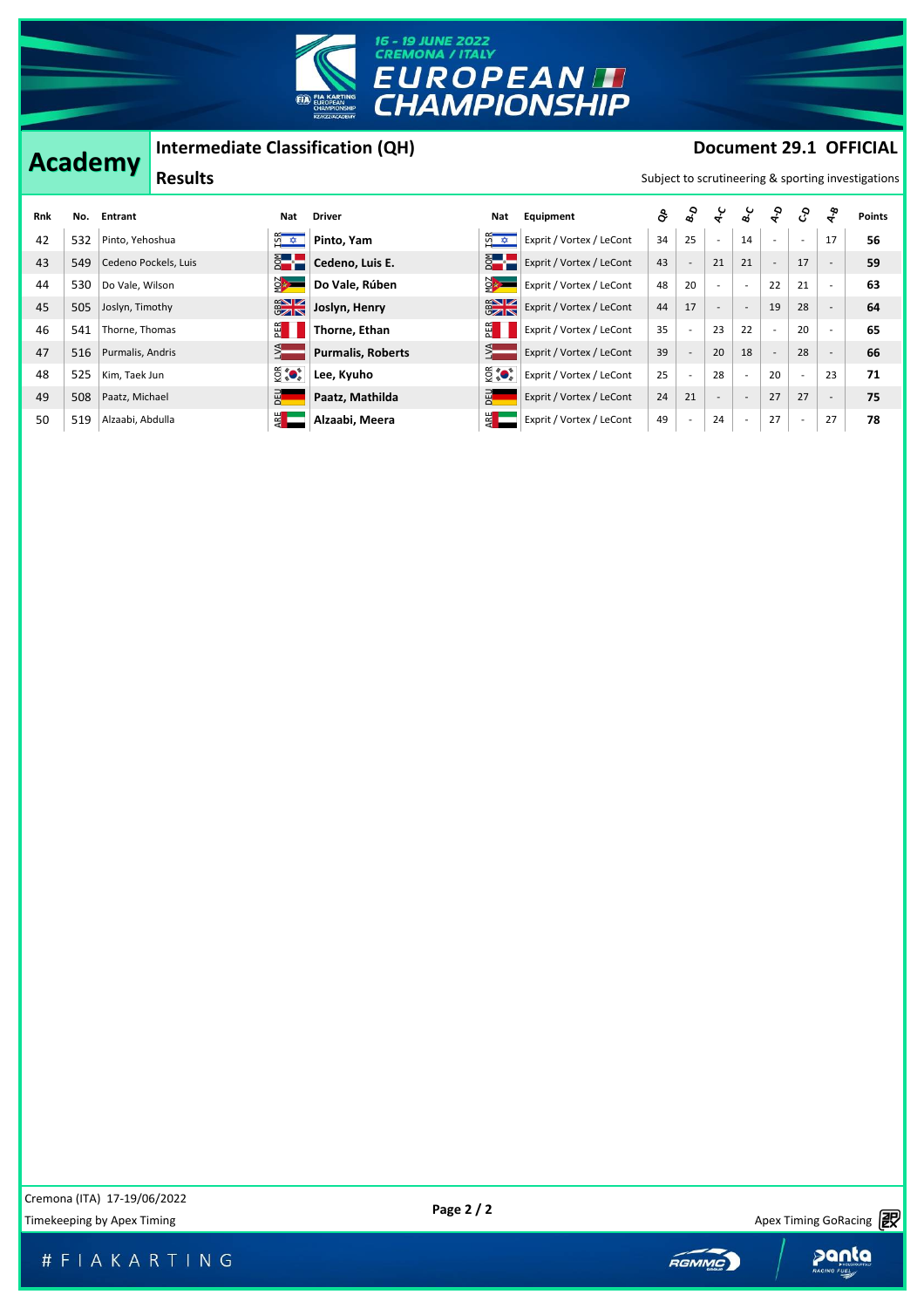16 - 19 JUNE 2022
CREMONA / ITALY
EUROPEAN CHAMPIONSHIP

## Academy

### Intermediate Classification (QH)

**Document 29.1 OFFICIAL**

### Results

Subject to scrutineering & sporting investigations

| Rnk | No. | Entrant | Nat | Driver | Nat | Equipment | QP | B-D | A-C | B-C | A-D | C-D | A-B | Points |
|---|---|---|---|---|---|---|---|---|---|---|---|---|---|---|
| 42 | 532 | Pinto, Yehoshua | ISR | **Pinto, Yam** | ISR | Exprit / Vortex / LeCont | 34 | 25 | - | 14 | - | - | 17 | **56** |
| 43 | 549 | Cedeno Pockels, Luis | DOM | **Cedeno, Luis E.** | DOM | Exprit / Vortex / LeCont | 43 | - | 21 | 21 | - | 17 | - | **59** |
| 44 | 530 | Do Vale, Wilson | MOZ | **Do Vale, Rúben** | MOZ | Exprit / Vortex / LeCont | 48 | 20 | - | - | 22 | 21 | - | **63** |
| 45 | 505 | Joslyn, Timothy | GBR | **Joslyn, Henry** | GBR | Exprit / Vortex / LeCont | 44 | 17 | - | - | 19 | 28 | - | **64** |
| 46 | 541 | Thorne, Thomas | PER | **Thorne, Ethan** | PER | Exprit / Vortex / LeCont | 35 | - | 23 | 22 | - | 20 | - | **65** |
| 47 | 516 | Purmalis, Andris | LVA | **Purmalis, Roberts** | LVA | Exprit / Vortex / LeCont | 39 | - | 20 | 18 | - | 28 | - | **66** |
| 48 | 525 | Kim, Taek Jun | KOR | **Lee, Kyuho** | KOR | Exprit / Vortex / LeCont | 25 | - | 28 | - | 20 | - | 23 | **71** |
| 49 | 508 | Paatz, Michael | DEU | **Paatz, Mathilda** | DEU | Exprit / Vortex / LeCont | 24 | 21 | - | - | 27 | 27 | - | **75** |
| 50 | 519 | Alzaabi, Abdulla | ARE | **Alzaabi, Meera** | ARE | Exprit / Vortex / LeCont | 49 | - | 24 | - | 27 | - | 27 | **78** |

Cremona (ITA) 17-19/06/2022

Timekeeping by Apex Timing

Apex Timing GoRacing

#FIAKARTING